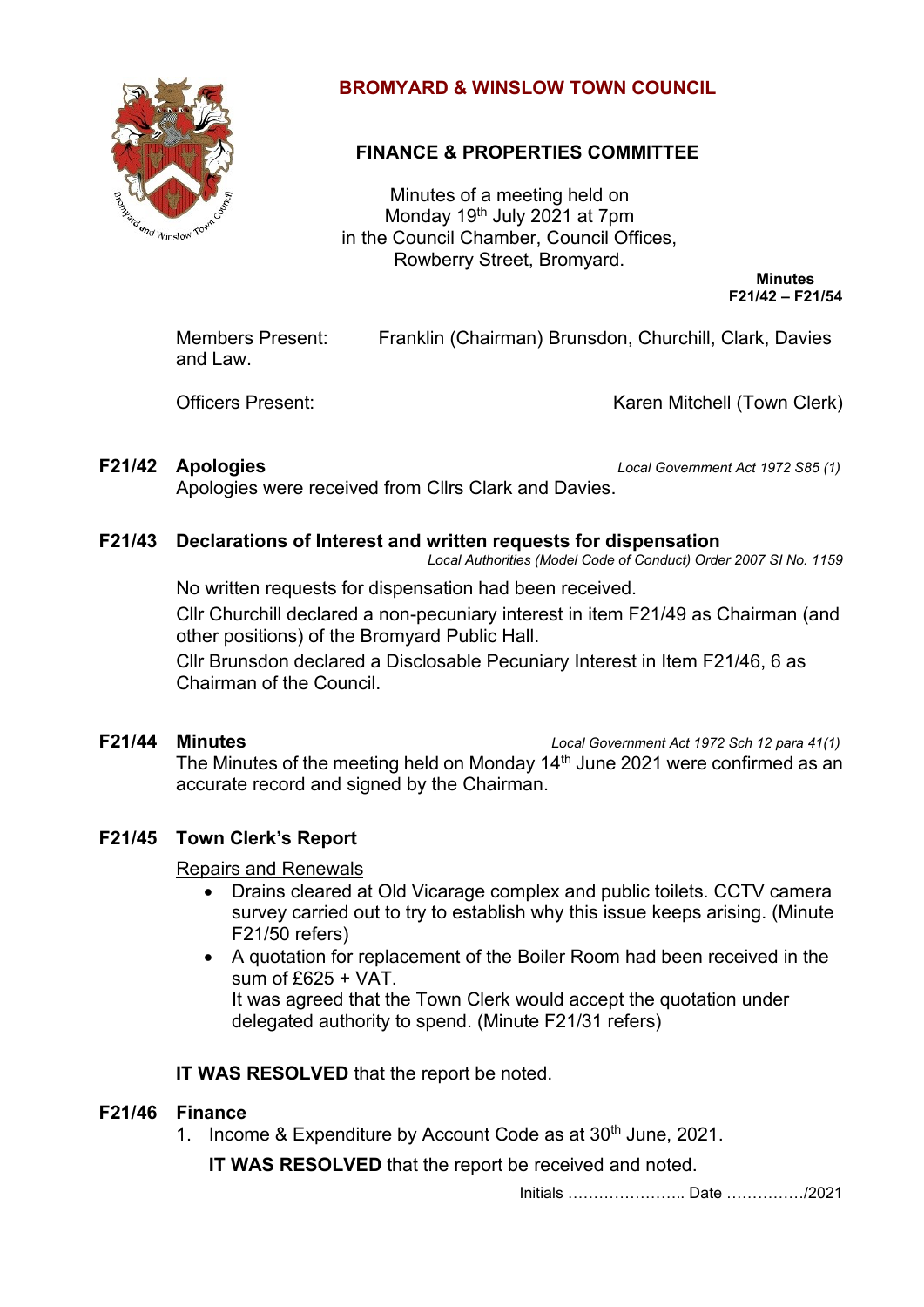# BROMYARD & WINSLOW TOWN COUNCIL

## FINANCE & PROPERTIES COMMITTEE

Minutes of a meeting held on
Monday 19th July 2021 at 7pm
in the Council Chamber, Council Offices,
Rowberry Street, Bromyard.

**Minutes**
**F21/42 – F21/54**

Members Present: Franklin (Chairman) Brunsdon, Churchill, Clark, Davies and Law.

Officers Present: Karen Mitchell (Town Clerk)

**F21/42 Apologies** *Local Government Act 1972 S85 (1)*

Apologies were received from Cllrs Clark and Davies.

**F21/43 Declarations of Interest and written requests for dispensation** *Local Authorities (Model Code of Conduct) Order 2007 SI No. 1159*

No written requests for dispensation had been received.

Cllr Churchill declared a non-pecuniary interest in item F21/49 as Chairman (and other positions) of the Bromyard Public Hall.

Cllr Brunsdon declared a Disclosable Pecuniary Interest in Item F21/46, 6 as Chairman of the Council.

**F21/44 Minutes** *Local Government Act 1972 Sch 12 para 41(1)*

The Minutes of the meeting held on Monday 14th June 2021 were confirmed as an accurate record and signed by the Chairman.

**F21/45 Town Clerk's Report**

Repairs and Renewals

- Drains cleared at Old Vicarage complex and public toilets. CCTV camera survey carried out to try to establish why this issue keeps arising. (Minute F21/50 refers)
- A quotation for replacement of the Boiler Room had been received in the sum of £625 + VAT.
  It was agreed that the Town Clerk would accept the quotation under delegated authority to spend. (Minute F21/31 refers)

**IT WAS RESOLVED** that the report be noted.

**F21/46 Finance**

1. Income & Expenditure by Account Code as at 30th June, 2021.

   **IT WAS RESOLVED** that the report be received and noted.

Initials ………………….. Date ……………/2021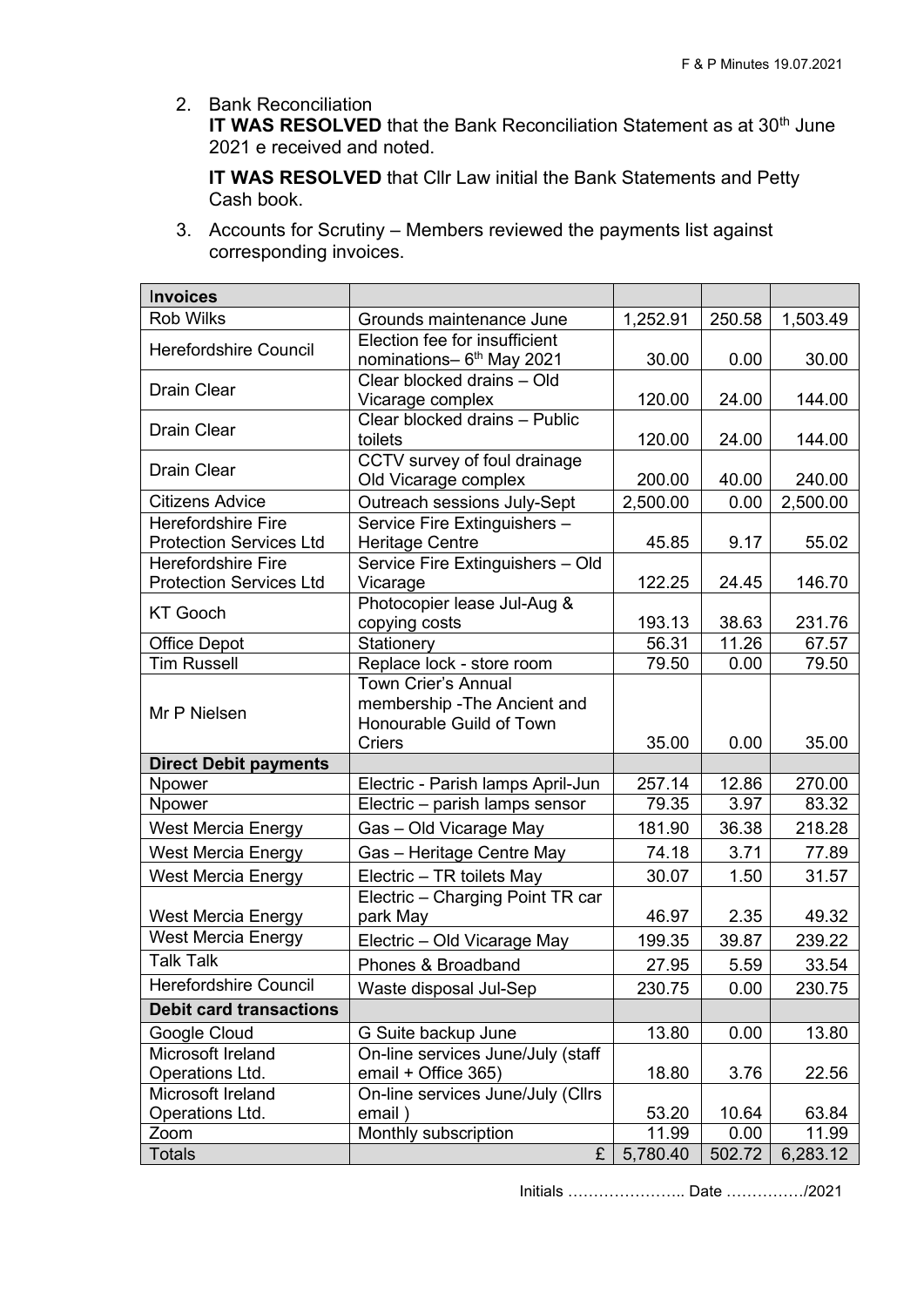2. Bank Reconciliation
   **IT WAS RESOLVED** that the Bank Reconciliation Statement as at 30th June 2021 e received and noted.

   **IT WAS RESOLVED** that Cllr Law initial the Bank Statements and Petty Cash book.

3. Accounts for Scrutiny – Members reviewed the payments list against corresponding invoices.

| **Invoices** | | | | |
|---|---|---|---|---|
| Rob Wilks | Grounds maintenance June | 1,252.91 | 250.58 | 1,503.49 |
| Herefordshire Council | Election fee for insufficient nominations– 6th May 2021 | 30.00 | 0.00 | 30.00 |
| Drain Clear | Clear blocked drains – Old Vicarage complex | 120.00 | 24.00 | 144.00 |
| Drain Clear | Clear blocked drains – Public toilets | 120.00 | 24.00 | 144.00 |
| Drain Clear | CCTV survey of foul drainage Old Vicarage complex | 200.00 | 40.00 | 240.00 |
| Citizens Advice | Outreach sessions July-Sept | 2,500.00 | 0.00 | 2,500.00 |
| Herefordshire Fire Protection Services Ltd | Service Fire Extinguishers – Heritage Centre | 45.85 | 9.17 | 55.02 |
| Herefordshire Fire Protection Services Ltd | Service Fire Extinguishers – Old Vicarage | 122.25 | 24.45 | 146.70 |
| KT Gooch | Photocopier lease Jul-Aug & copying costs | 193.13 | 38.63 | 231.76 |
| Office Depot | Stationery | 56.31 | 11.26 | 67.57 |
| Tim Russell | Replace lock - store room | 79.50 | 0.00 | 79.50 |
| Mr P Nielsen | Town Crier's Annual membership -The Ancient and Honourable Guild of Town Criers | 35.00 | 0.00 | 35.00 |
| **Direct Debit payments** | | | | |
| Npower | Electric - Parish lamps April-Jun | 257.14 | 12.86 | 270.00 |
| Npower | Electric – parish lamps sensor | 79.35 | 3.97 | 83.32 |
| West Mercia Energy | Gas – Old Vicarage May | 181.90 | 36.38 | 218.28 |
| West Mercia Energy | Gas – Heritage Centre May | 74.18 | 3.71 | 77.89 |
| West Mercia Energy | Electric – TR toilets May | 30.07 | 1.50 | 31.57 |
| West Mercia Energy | Electric – Charging Point TR car park May | 46.97 | 2.35 | 49.32 |
| West Mercia Energy | Electric – Old Vicarage May | 199.35 | 39.87 | 239.22 |
| Talk Talk | Phones & Broadband | 27.95 | 5.59 | 33.54 |
| Herefordshire Council | Waste disposal Jul-Sep | 230.75 | 0.00 | 230.75 |
| **Debit card transactions** | | | | |
| Google Cloud | G Suite backup June | 13.80 | 0.00 | 13.80 |
| Microsoft Ireland Operations Ltd. | On-line services June/July (staff email + Office 365) | 18.80 | 3.76 | 22.56 |
| Microsoft Ireland Operations Ltd. | On-line services June/July (Cllrs email ) | 53.20 | 10.64 | 63.84 |
| Zoom | Monthly subscription | 11.99 | 0.00 | 11.99 |
| Totals | £ | 5,780.40 | 502.72 | 6,283.12 |

Initials ………………….. Date ……………/2021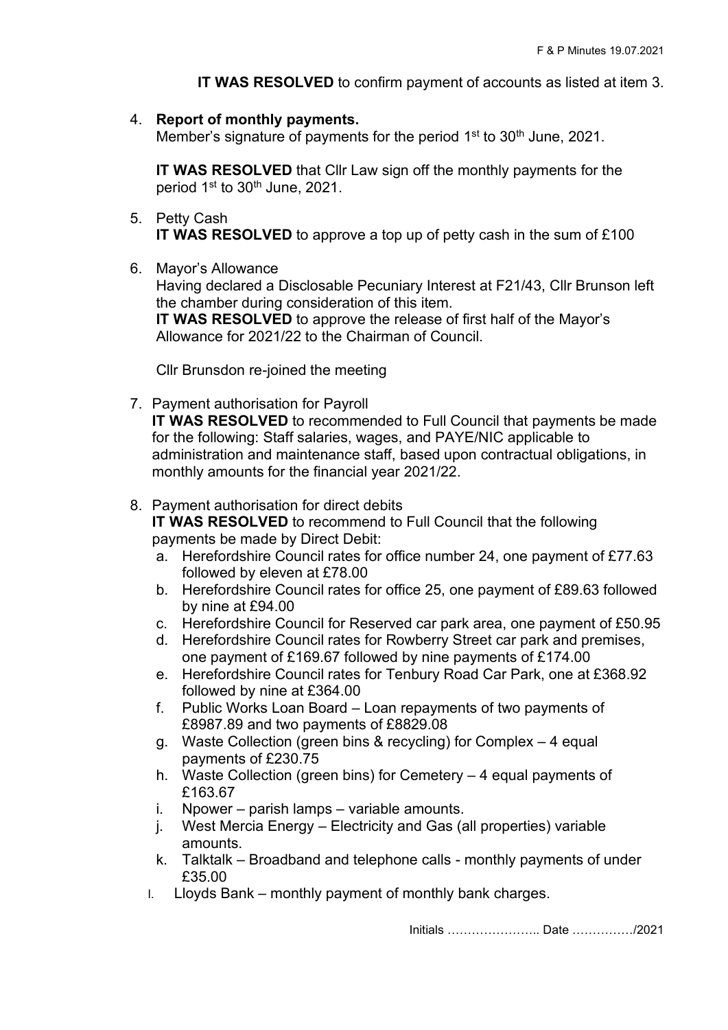**IT WAS RESOLVED** to confirm payment of accounts as listed at item 3.

4. **Report of monthly payments.**
   Member's signature of payments for the period 1st to 30th June, 2021.

   **IT WAS RESOLVED** that Cllr Law sign off the monthly payments for the period 1st to 30th June, 2021.

5. Petty Cash
   **IT WAS RESOLVED** to approve a top up of petty cash in the sum of £100

6. Mayor's Allowance
   Having declared a Disclosable Pecuniary Interest at F21/43, Cllr Brunson left the chamber during consideration of this item.
   **IT WAS RESOLVED** to approve the release of first half of the Mayor's Allowance for 2021/22 to the Chairman of Council.

   Cllr Brunsdon re-joined the meeting

7. Payment authorisation for Payroll
   **IT WAS RESOLVED** to recommended to Full Council that payments be made for the following: Staff salaries, wages, and PAYE/NIC applicable to administration and maintenance staff, based upon contractual obligations, in monthly amounts for the financial year 2021/22.

8. Payment authorisation for direct debits
   **IT WAS RESOLVED** to recommend to Full Council that the following payments be made by Direct Debit:
   a. Herefordshire Council rates for office number 24, one payment of £77.63 followed by eleven at £78.00
   b. Herefordshire Council rates for office 25, one payment of £89.63 followed by nine at £94.00
   c. Herefordshire Council for Reserved car park area, one payment of £50.95
   d. Herefordshire Council rates for Rowberry Street car park and premises, one payment of £169.67 followed by nine payments of £174.00
   e. Herefordshire Council rates for Tenbury Road Car Park, one at £368.92 followed by nine at £364.00
   f. Public Works Loan Board – Loan repayments of two payments of £8987.89 and two payments of £8829.08
   g. Waste Collection (green bins & recycling) for Complex – 4 equal payments of £230.75
   h. Waste Collection (green bins) for Cemetery – 4 equal payments of £163.67
   i. Npower – parish lamps – variable amounts.
   j. West Mercia Energy – Electricity and Gas (all properties) variable amounts.
   k. Talktalk – Broadband and telephone calls - monthly payments of under £35.00
   l. Lloyds Bank – monthly payment of monthly bank charges.

Initials ………………….. Date ……………/2021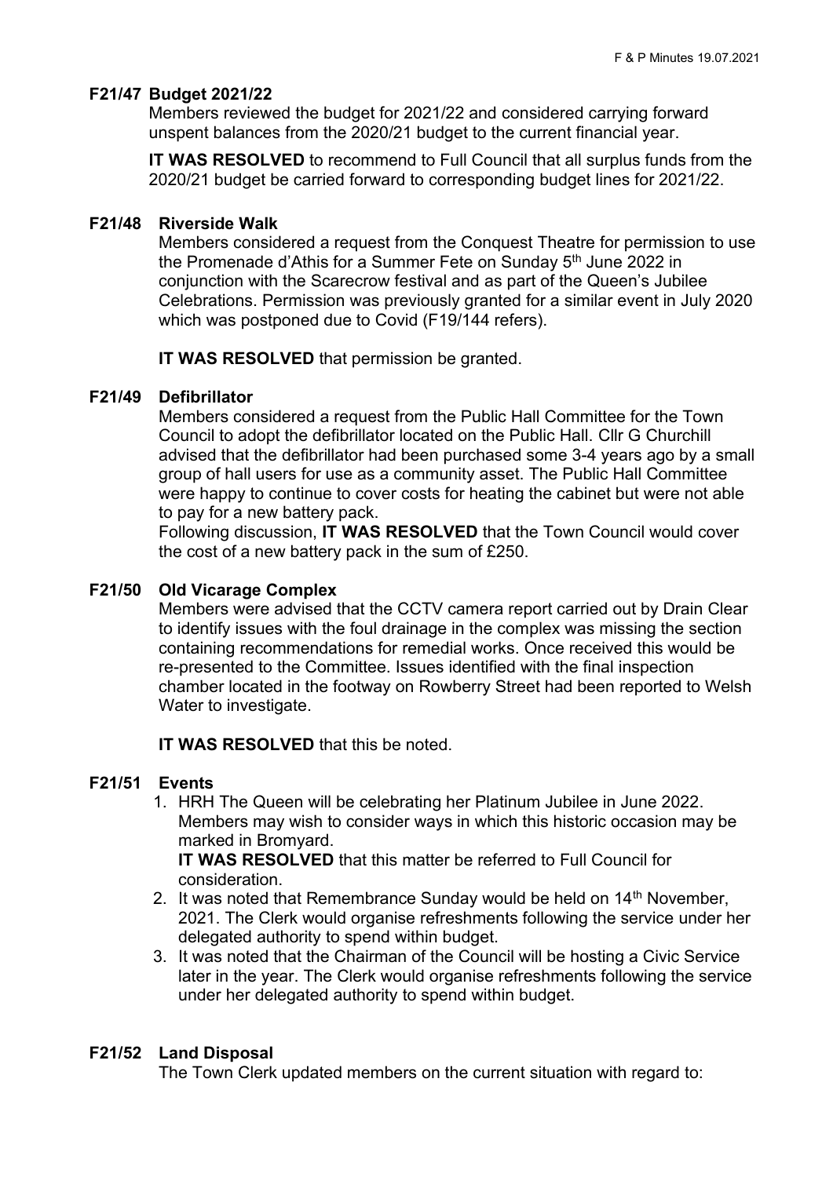**F21/47 Budget 2021/22**

Members reviewed the budget for 2021/22 and considered carrying forward unspent balances from the 2020/21 budget to the current financial year.

**IT WAS RESOLVED** to recommend to Full Council that all surplus funds from the 2020/21 budget be carried forward to corresponding budget lines for 2021/22.

**F21/48 Riverside Walk**

Members considered a request from the Conquest Theatre for permission to use the Promenade d'Athis for a Summer Fete on Sunday 5th June 2022 in conjunction with the Scarecrow festival and as part of the Queen's Jubilee Celebrations. Permission was previously granted for a similar event in July 2020 which was postponed due to Covid (F19/144 refers).

**IT WAS RESOLVED** that permission be granted.

**F21/49 Defibrillator**

Members considered a request from the Public Hall Committee for the Town Council to adopt the defibrillator located on the Public Hall. Cllr G Churchill advised that the defibrillator had been purchased some 3-4 years ago by a small group of hall users for use as a community asset. The Public Hall Committee were happy to continue to cover costs for heating the cabinet but were not able to pay for a new battery pack.

Following discussion, **IT WAS RESOLVED** that the Town Council would cover the cost of a new battery pack in the sum of £250.

**F21/50 Old Vicarage Complex**

Members were advised that the CCTV camera report carried out by Drain Clear to identify issues with the foul drainage in the complex was missing the section containing recommendations for remedial works. Once received this would be re-presented to the Committee. Issues identified with the final inspection chamber located in the footway on Rowberry Street had been reported to Welsh Water to investigate.

**IT WAS RESOLVED** that this be noted.

**F21/51 Events**

1. HRH The Queen will be celebrating her Platinum Jubilee in June 2022. Members may wish to consider ways in which this historic occasion may be marked in Bromyard.
   **IT WAS RESOLVED** that this matter be referred to Full Council for consideration.
2. It was noted that Remembrance Sunday would be held on 14th November, 2021. The Clerk would organise refreshments following the service under her delegated authority to spend within budget.
3. It was noted that the Chairman of the Council will be hosting a Civic Service later in the year. The Clerk would organise refreshments following the service under her delegated authority to spend within budget.

**F21/52 Land Disposal**

The Town Clerk updated members on the current situation with regard to: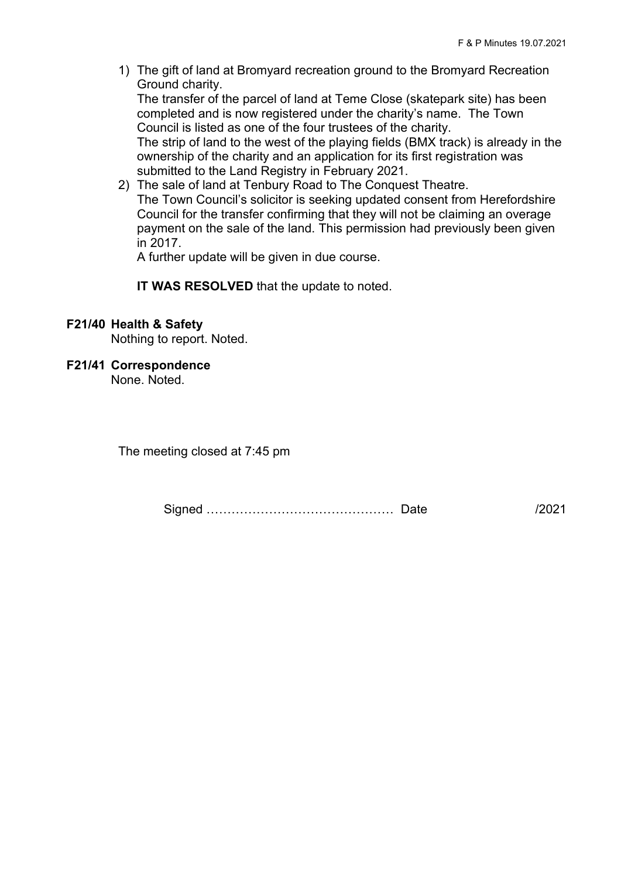1) The gift of land at Bromyard recreation ground to the Bromyard Recreation Ground charity.
   The transfer of the parcel of land at Teme Close (skatepark site) has been completed and is now registered under the charity's name. The Town Council is listed as one of the four trustees of the charity.
   The strip of land to the west of the playing fields (BMX track) is already in the ownership of the charity and an application for its first registration was submitted to the Land Registry in February 2021.
2) The sale of land at Tenbury Road to The Conquest Theatre.
   The Town Council's solicitor is seeking updated consent from Herefordshire Council for the transfer confirming that they will not be claiming an overage payment on the sale of the land. This permission had previously been given in 2017.
   A further update will be given in due course.

   **IT WAS RESOLVED** that the update to noted.

**F21/40 Health & Safety**

Nothing to report. Noted.

**F21/41 Correspondence**

None. Noted.

The meeting closed at 7:45 pm

Signed ……………………………………… Date /2021